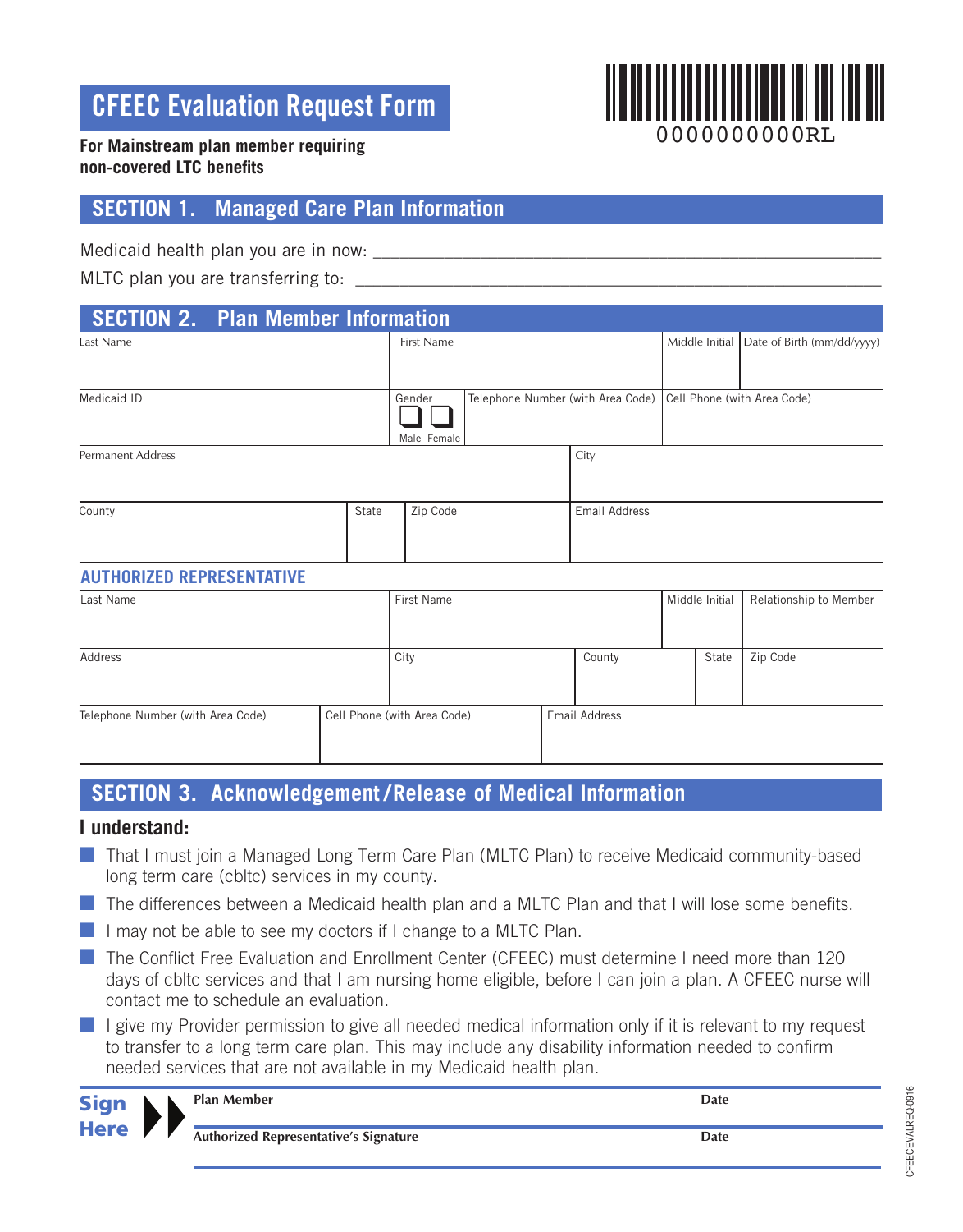# CFEEC Evaluation Request Form

0000000000RL

**For Mainstream plan member requiring non-covered LTC benefits**

## SECTION 1. Managed Care Plan Information

Medicaid health plan you are in now: ___________________________________________

MLTC plan you are transferring to: ___________________________________________

## SECTION 2. Plan Member Information

| Last Name | First Name | Middle Initial | Date of Birth (mm/dd/yyyy) |
|---|---|---|---|
| | | | |

| Medicaid ID | Gender ❑ Male ❑ Female | Telephone Number (with Area Code) | Cell Phone (with Area Code) |
|---|---|---|---|
| | | | |

| Permanent Address | City |
|---|---|
| | |

| County | State | Zip Code | Email Address |
|---|---|---|---|
| | | | |

### AUTHORIZED REPRESENTATIVE

| Last Name | First Name | Middle Initial | Relationship to Member |
|---|---|---|---|
| | | | |

| Address | City | County | State | Zip Code |
|---|---|---|---|---|
| | | | | |

| Telephone Number (with Area Code) | Cell Phone (with Area Code) | Email Address |
|---|---|---|
| | | |

## SECTION 3. Acknowledgement/Release of Medical Information

**I understand:**

- That I must join a Managed Long Term Care Plan (MLTC Plan) to receive Medicaid community-based long term care (cbltc) services in my county.
- The differences between a Medicaid health plan and a MLTC Plan and that I will lose some benefits.
- I may not be able to see my doctors if I change to a MLTC Plan.
- The Conflict Free Evaluation and Enrollment Center (CFEEC) must determine I need more than 120 days of cbltc services and that I am nursing home eligible, before I can join a plan. A CFEEC nurse will contact me to schedule an evaluation.
- I give my Provider permission to give all needed medical information only if it is relevant to my request to transfer to a long term care plan. This may include any disability information needed to confirm needed services that are not available in my Medicaid health plan.

**Sign Here**

**Plan Member** _______________________ **Date** __________

**Authorized Representative's Signature** _______________________ **Date** __________

CFEECEVALREQ-0916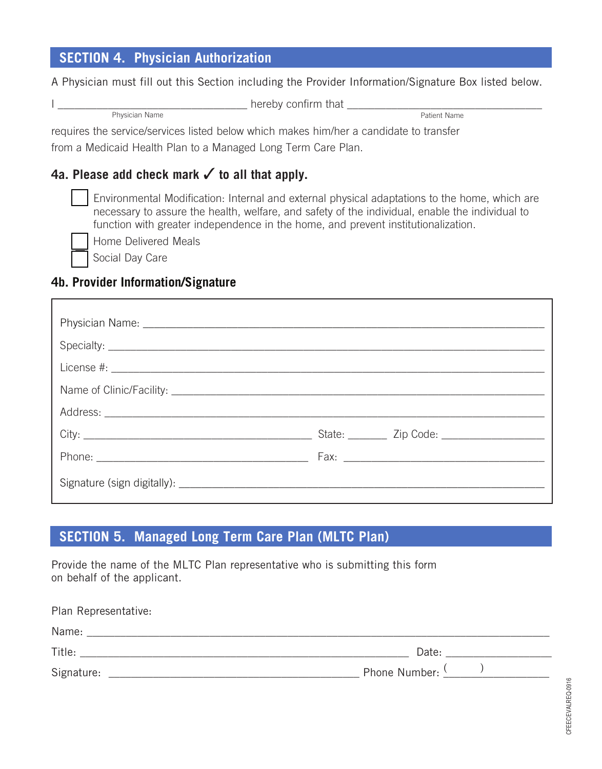## SECTION 4. Physician Authorization

A Physician must fill out this Section including the Provider Information/Signature Box listed below.

I ________________________________ hereby confirm that ________________________________

Physician Name — Patient Name

requires the service/services listed below which makes him/her a candidate to transfer from a Medicaid Health Plan to a Managed Long Term Care Plan.

### 4a. Please add check mark ✓ to all that apply.

- ☐ Environmental Modification: Internal and external physical adaptations to the home, which are necessary to assure the health, welfare, and safety of the individual, enable the individual to function with greater independence in the home, and prevent institutionalization.
- ☐ Home Delivered Meals
- ☐ Social Day Care

### 4b. Provider Information/Signature

Physician Name: ________________________________

Specialty: ________________________________

License #: ________________________________

Name of Clinic/Facility: ________________________________

Address: ________________________________

City: ________________________ State: _______ Zip Code: ________________

Phone: ________________________ Fax: ________________________

Signature (sign digitally): ________________________________

## SECTION 5. Managed Long Term Care Plan (MLTC Plan)

Provide the name of the MLTC Plan representative who is submitting this form on behalf of the applicant.

Plan Representative:

Name: ________________________________

Title: ________________________________ Date: ________________

Signature: ________________________________ Phone Number: (      ) ____________

CFEECEVALREQ-0916